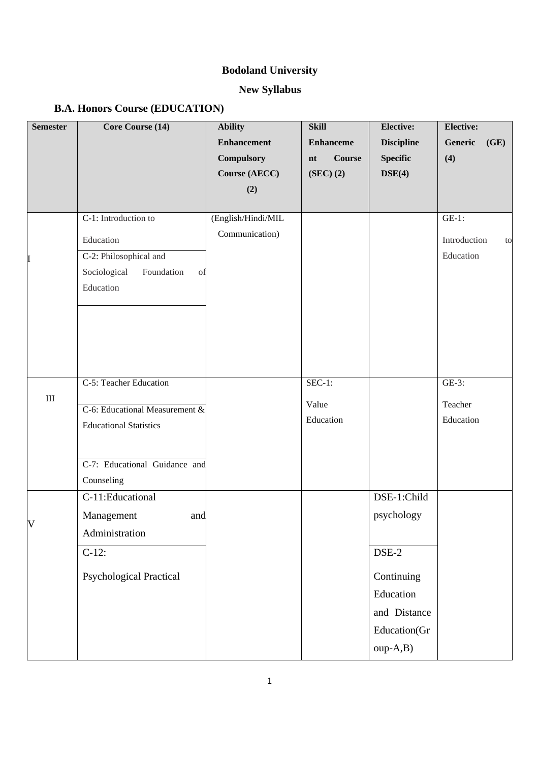# Bodoland University

## New Syllabus

### B.A. Honors Course (EDUCATION)

| Semester | Core Course (14) | Ability Enhancement Compulsory Course (AECC) (2) | Skill Enhancement Course (SEC) (2) | Elective: Discipline Specific DSE(4) | Elective: Generic (GE) (4) |
|---|---|---|---|---|---|
| I | C-1: Introduction to Education<br>C-2: Philosophical and Sociological Foundation of Education | (English/Hindi/MIL Communication) | | | GE-1: Introduction to Education |
| III | C-5: Teacher Education<br>C-6: Educational Measurement & Educational Statistics<br>C-7: Educational Guidance and Counseling | | SEC-1: Value Education | | GE-3: Teacher Education |
| V | C-11:Educational Management and Administration<br>C-12: Psychological Practical | | | DSE-1:Child psychology<br>DSE-2 Continuing Education and Distance Education(Group-A,B) | |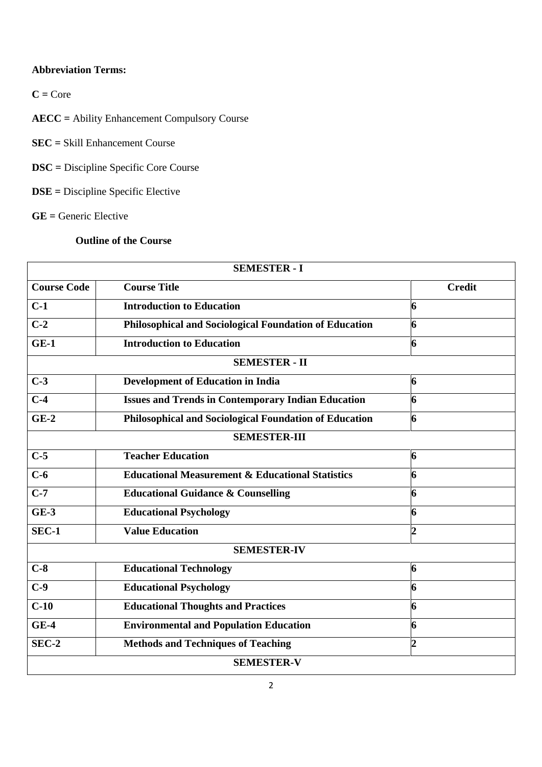**Abbreviation Terms:**

**C =** Core

**AECC =** Ability Enhancement Compulsory Course

**SEC =** Skill Enhancement Course

**DSC =** Discipline Specific Core Course

**DSE =** Discipline Specific Elective

**GE =** Generic Elective

**Outline of the Course**

| **SEMESTER - I** | | |
|---|---|---|
| **Course Code** | **Course Title** | **Credit** |
| **C-1** | **Introduction to Education** | **6** |
| **C-2** | **Philosophical and Sociological Foundation of Education** | **6** |
| **GE-1** | **Introduction to Education** | **6** |
| **SEMESTER - II** | | |
| **C-3** | **Development of Education in India** | **6** |
| **C-4** | **Issues and Trends in Contemporary Indian Education** | **6** |
| **GE-2** | **Philosophical and Sociological Foundation of Education** | **6** |
| **SEMESTER-III** | | |
| **C-5** | **Teacher Education** | **6** |
| **C-6** | **Educational Measurement & Educational Statistics** | **6** |
| **C-7** | **Educational Guidance & Counselling** | **6** |
| **GE-3** | **Educational Psychology** | **6** |
| **SEC-1** | **Value Education** | **2** |
| **SEMESTER-IV** | | |
| **C-8** | **Educational Technology** | **6** |
| **C-9** | **Educational Psychology** | **6** |
| **C-10** | **Educational Thoughts and Practices** | **6** |
| **GE-4** | **Environmental and Population Education** | **6** |
| **SEC-2** | **Methods and Techniques of Teaching** | **2** |
| **SEMESTER-V** | | |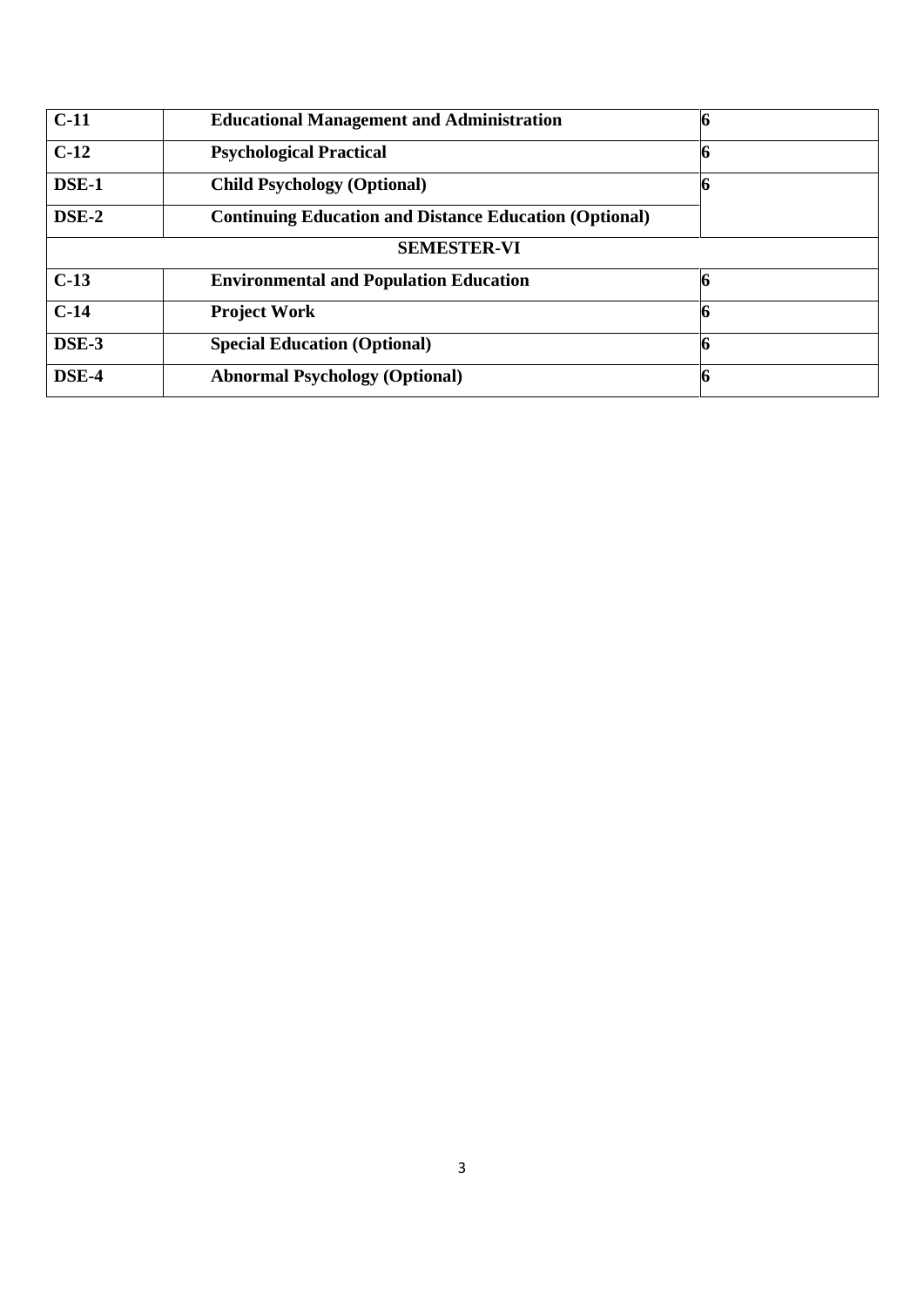| C-11 | Educational Management and Administration | 6 |
|---|---|---|
| C-12 | Psychological Practical | 6 |
| DSE-1 | Child Psychology (Optional) | 6 |
| DSE-2 | Continuing Education and Distance Education (Optional) | |
| **SEMESTER-VI** | | |
| C-13 | Environmental and Population Education | 6 |
| C-14 | Project Work | 6 |
| DSE-3 | Special Education (Optional) | 6 |
| DSE-4 | Abnormal Psychology (Optional) | 6 |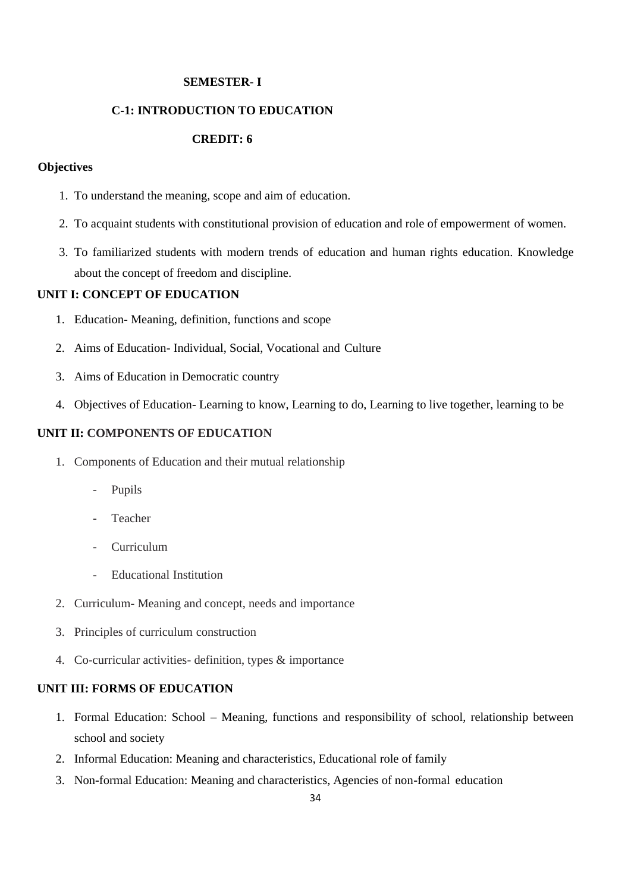## SEMESTER- I

## C-1: INTRODUCTION TO EDUCATION

## CREDIT: 6

**Objectives**

1. To understand the meaning, scope and aim of education.
2. To acquaint students with constitutional provision of education and role of empowerment of women.
3. To familiarized students with modern trends of education and human rights education. Knowledge about the concept of freedom and discipline.

### UNIT I: CONCEPT OF EDUCATION

1. Education- Meaning, definition, functions and scope
2. Aims of Education- Individual, Social, Vocational and Culture
3. Aims of Education in Democratic country
4. Objectives of Education- Learning to know, Learning to do, Learning to live together, learning to be

### UNIT II: COMPONENTS OF EDUCATION

1. Components of Education and their mutual relationship
   - Pupils
   - Teacher
   - Curriculum
   - Educational Institution
2. Curriculum- Meaning and concept, needs and importance
3. Principles of curriculum construction
4. Co-curricular activities- definition, types & importance

### UNIT III: FORMS OF EDUCATION

1. Formal Education: School – Meaning, functions and responsibility of school, relationship between school and society
2. Informal Education: Meaning and characteristics, Educational role of family
3. Non-formal Education: Meaning and characteristics, Agencies of non-formal education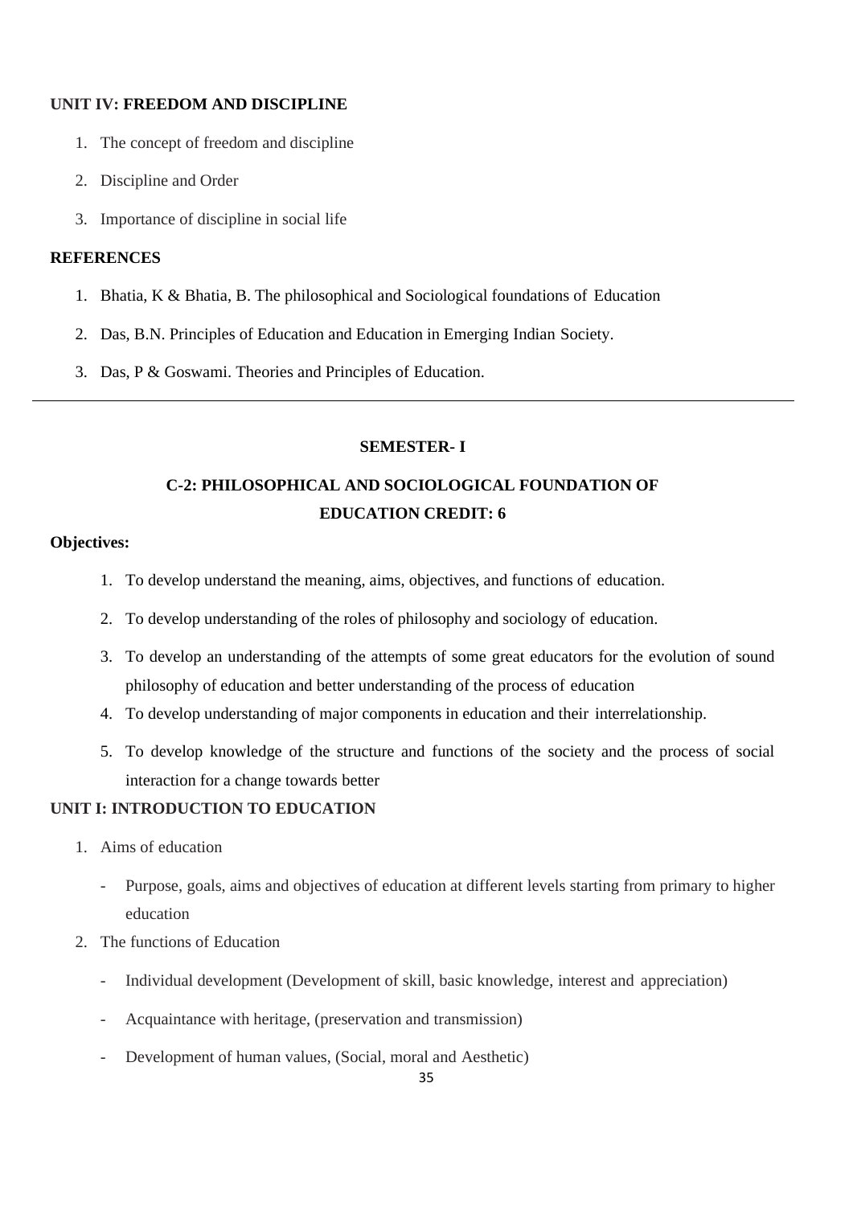### UNIT IV: FREEDOM AND DISCIPLINE

1. The concept of freedom and discipline
2. Discipline and Order
3. Importance of discipline in social life

### REFERENCES

1. Bhatia, K & Bhatia, B. The philosophical and Sociological foundations of Education
2. Das, B.N. Principles of Education and Education in Emerging Indian Society.
3. Das, P & Goswami. Theories and Principles of Education.

---

## SEMESTER- I

## C-2: PHILOSOPHICAL AND SOCIOLOGICAL FOUNDATION OF EDUCATION CREDIT: 6

**Objectives:**

1. To develop understand the meaning, aims, objectives, and functions of education.
2. To develop understanding of the roles of philosophy and sociology of education.
3. To develop an understanding of the attempts of some great educators for the evolution of sound philosophy of education and better understanding of the process of education
4. To develop understanding of major components in education and their interrelationship.
5. To develop knowledge of the structure and functions of the society and the process of social interaction for a change towards better

### UNIT I: INTRODUCTION TO EDUCATION

1. Aims of education
   - Purpose, goals, aims and objectives of education at different levels starting from primary to higher education
2. The functions of Education
   - Individual development (Development of skill, basic knowledge, interest and appreciation)
   - Acquaintance with heritage, (preservation and transmission)
   - Development of human values, (Social, moral and Aesthetic)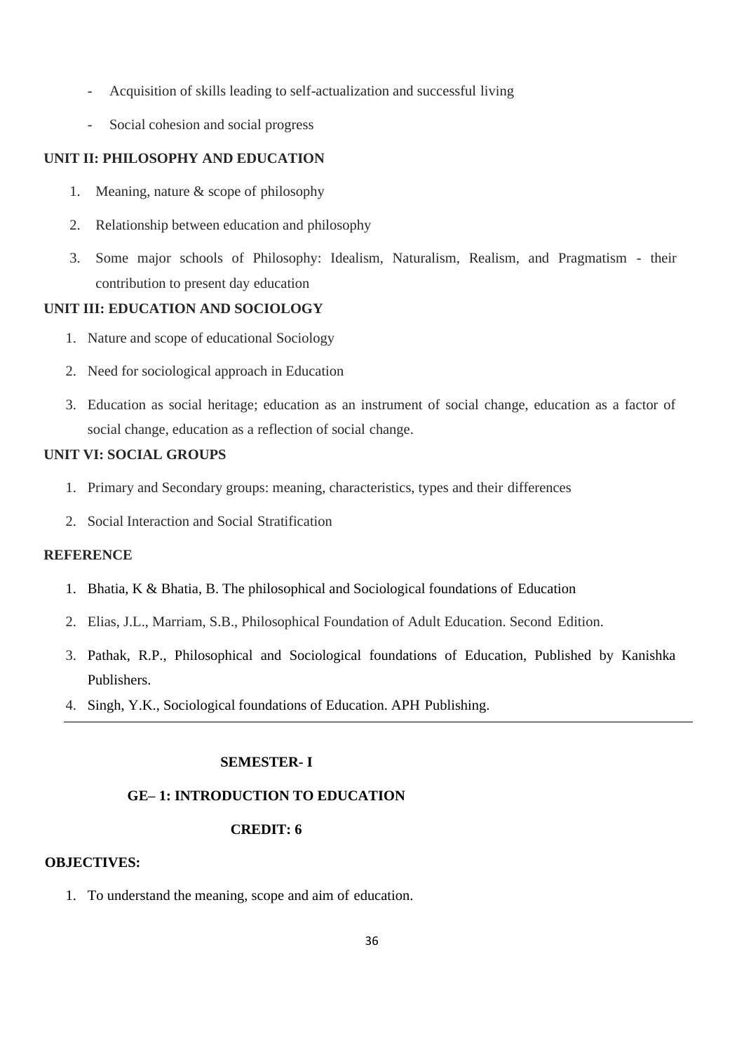- Acquisition of skills leading to self-actualization and successful living
- Social cohesion and social progress

**UNIT II: PHILOSOPHY AND EDUCATION**

1. Meaning, nature & scope of philosophy
2. Relationship between education and philosophy
3. Some major schools of Philosophy: Idealism, Naturalism, Realism, and Pragmatism - their contribution to present day education

**UNIT III: EDUCATION AND SOCIOLOGY**

1. Nature and scope of educational Sociology
2. Need for sociological approach in Education
3. Education as social heritage; education as an instrument of social change, education as a factor of social change, education as a reflection of social change.

**UNIT VI: SOCIAL GROUPS**

1. Primary and Secondary groups: meaning, characteristics, types and their differences
2. Social Interaction and Social Stratification

**REFERENCE**

1. Bhatia, K & Bhatia, B. The philosophical and Sociological foundations of Education
2. Elias, J.L., Marriam, S.B., Philosophical Foundation of Adult Education. Second Edition.
3. Pathak, R.P., Philosophical and Sociological foundations of Education, Published by Kanishka Publishers.
4. Singh, Y.K., Sociological foundations of Education. APH Publishing.

---

**SEMESTER- I**

**GE– 1: INTRODUCTION TO EDUCATION**

**CREDIT: 6**

**OBJECTIVES:**

1. To understand the meaning, scope and aim of education.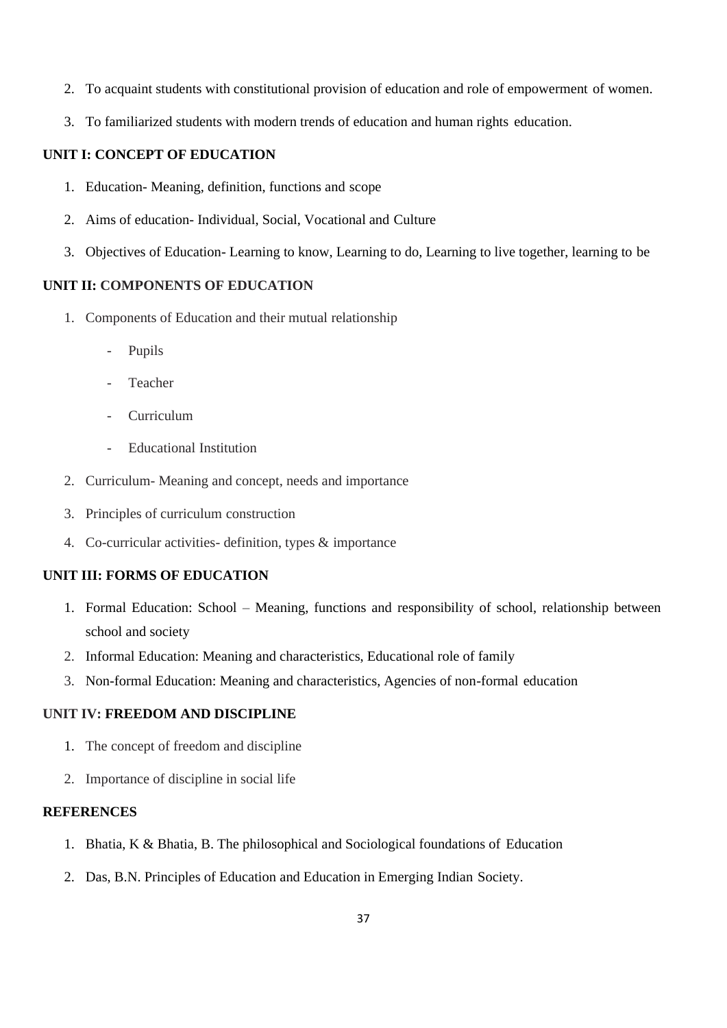2. To acquaint students with constitutional provision of education and role of empowerment of women.
3. To familiarized students with modern trends of education and human rights education.

**UNIT I: CONCEPT OF EDUCATION**

1. Education- Meaning, definition, functions and scope
2. Aims of education- Individual, Social, Vocational and Culture
3. Objectives of Education- Learning to know, Learning to do, Learning to live together, learning to be

**UNIT II: COMPONENTS OF EDUCATION**

1. Components of Education and their mutual relationship
   - Pupils
   - Teacher
   - Curriculum
   - Educational Institution
2. Curriculum- Meaning and concept, needs and importance
3. Principles of curriculum construction
4. Co-curricular activities- definition, types & importance

**UNIT III: FORMS OF EDUCATION**

1. Formal Education: School – Meaning, functions and responsibility of school, relationship between school and society
2. Informal Education: Meaning and characteristics, Educational role of family
3. Non-formal Education: Meaning and characteristics, Agencies of non-formal education

**UNIT IV: FREEDOM AND DISCIPLINE**

1. The concept of freedom and discipline
2. Importance of discipline in social life

**REFERENCES**

1. Bhatia, K & Bhatia, B. The philosophical and Sociological foundations of Education
2. Das, B.N. Principles of Education and Education in Emerging Indian Society.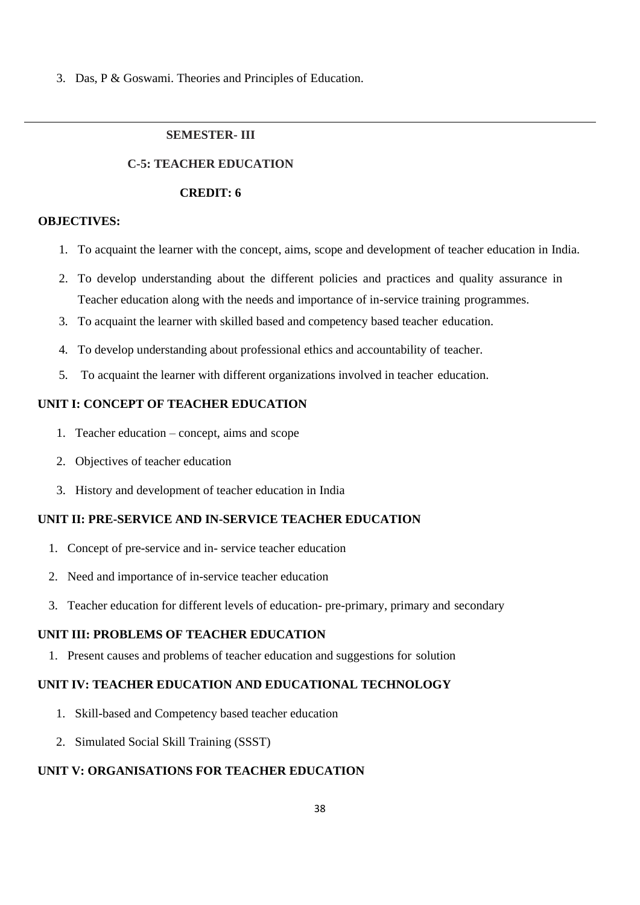3. Das, P & Goswami. Theories and Principles of Education.

---

**SEMESTER- III**

**C-5: TEACHER EDUCATION**

**CREDIT: 6**

**OBJECTIVES:**

1. To acquaint the learner with the concept, aims, scope and development of teacher education in India.
2. To develop understanding about the different policies and practices and quality assurance in Teacher education along with the needs and importance of in-service training programmes.
3. To acquaint the learner with skilled based and competency based teacher education.
4. To develop understanding about professional ethics and accountability of teacher.
5. To acquaint the learner with different organizations involved in teacher education.

**UNIT I: CONCEPT OF TEACHER EDUCATION**

1. Teacher education – concept, aims and scope
2. Objectives of teacher education
3. History and development of teacher education in India

**UNIT II: PRE-SERVICE AND IN-SERVICE TEACHER EDUCATION**

1. Concept of pre-service and in- service teacher education
2. Need and importance of in-service teacher education
3. Teacher education for different levels of education- pre-primary, primary and secondary

**UNIT III: PROBLEMS OF TEACHER EDUCATION**

1. Present causes and problems of teacher education and suggestions for solution

**UNIT IV: TEACHER EDUCATION AND EDUCATIONAL TECHNOLOGY**

1. Skill-based and Competency based teacher education
2. Simulated Social Skill Training (SSST)

**UNIT V: ORGANISATIONS FOR TEACHER EDUCATION**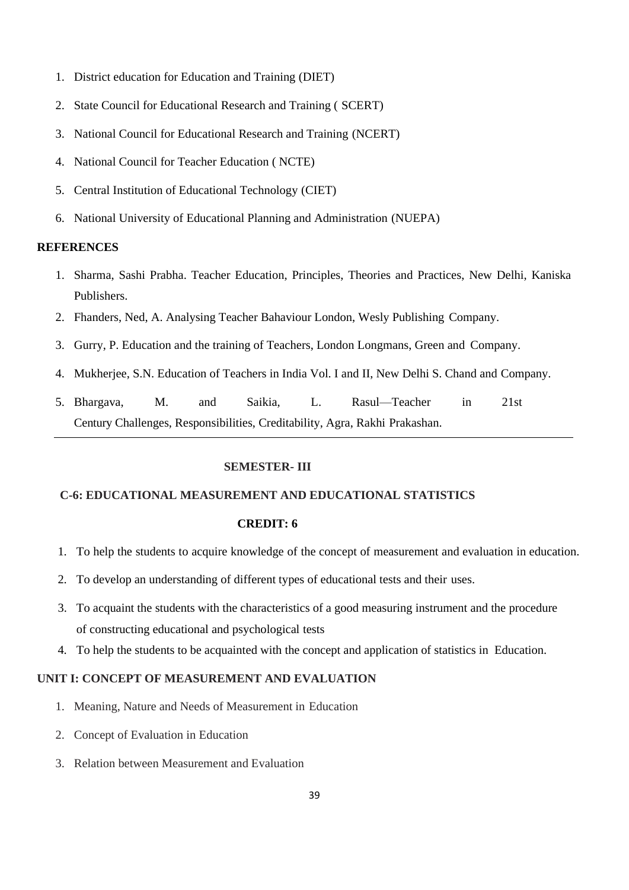1. District education for Education and Training (DIET)
2. State Council for Educational Research and Training ( SCERT)
3. National Council for Educational Research and Training (NCERT)
4. National Council for Teacher Education ( NCTE)
5. Central Institution of Educational Technology (CIET)
6. National University of Educational Planning and Administration (NUEPA)

**REFERENCES**

1. Sharma, Sashi Prabha. Teacher Education, Principles, Theories and Practices, New Delhi, Kaniska Publishers.
2. Fhanders, Ned, A. Analysing Teacher Bahaviour London, Wesly Publishing Company.
3. Gurry, P. Education and the training of Teachers, London Longmans, Green and Company.
4. Mukherjee, S.N. Education of Teachers in India Vol. I and II, New Delhi S. Chand and Company.
5. Bhargava, M. and Saikia, L. Rasul—Teacher in 21st Century Challenges, Responsibilities, Creditability, Agra, Rakhi Prakashan.

---

**SEMESTER- III**

**C-6: EDUCATIONAL MEASUREMENT AND EDUCATIONAL STATISTICS**

**CREDIT: 6**

1. To help the students to acquire knowledge of the concept of measurement and evaluation in education.
2. To develop an understanding of different types of educational tests and their uses.
3. To acquaint the students with the characteristics of a good measuring instrument and the procedure of constructing educational and psychological tests
4. To help the students to be acquainted with the concept and application of statistics in Education.

**UNIT I: CONCEPT OF MEASUREMENT AND EVALUATION**

1. Meaning, Nature and Needs of Measurement in Education
2. Concept of Evaluation in Education
3. Relation between Measurement and Evaluation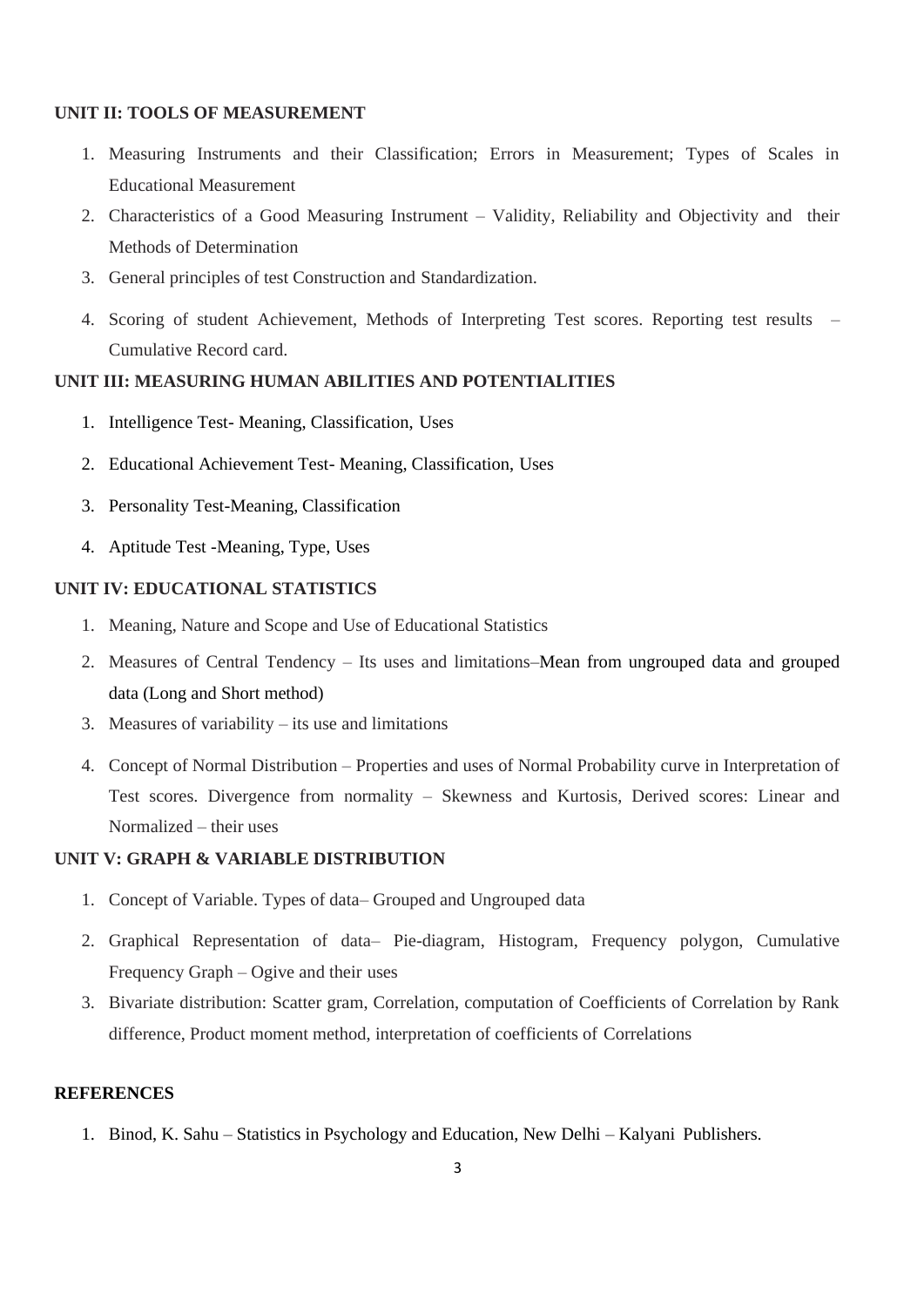**UNIT II: TOOLS OF MEASUREMENT**

1. Measuring Instruments and their Classification; Errors in Measurement; Types of Scales in Educational Measurement
2. Characteristics of a Good Measuring Instrument – Validity, Reliability and Objectivity and their Methods of Determination
3. General principles of test Construction and Standardization.
4. Scoring of student Achievement, Methods of Interpreting Test scores. Reporting test results – Cumulative Record card.

**UNIT III: MEASURING HUMAN ABILITIES AND POTENTIALITIES**

1. Intelligence Test- Meaning, Classification, Uses
2. Educational Achievement Test- Meaning, Classification, Uses
3. Personality Test-Meaning, Classification
4. Aptitude Test -Meaning, Type, Uses

**UNIT IV: EDUCATIONAL STATISTICS**

1. Meaning, Nature and Scope and Use of Educational Statistics
2. Measures of Central Tendency – Its uses and limitations–Mean from ungrouped data and grouped data (Long and Short method)
3. Measures of variability – its use and limitations
4. Concept of Normal Distribution – Properties and uses of Normal Probability curve in Interpretation of Test scores. Divergence from normality – Skewness and Kurtosis, Derived scores: Linear and Normalized – their uses

**UNIT V: GRAPH & VARIABLE DISTRIBUTION**

1. Concept of Variable. Types of data– Grouped and Ungrouped data
2. Graphical Representation of data– Pie-diagram, Histogram, Frequency polygon, Cumulative Frequency Graph – Ogive and their uses
3. Bivariate distribution: Scatter gram, Correlation, computation of Coefficients of Correlation by Rank difference, Product moment method, interpretation of coefficients of Correlations

**REFERENCES**

1. Binod, K. Sahu – Statistics in Psychology and Education, New Delhi – Kalyani Publishers.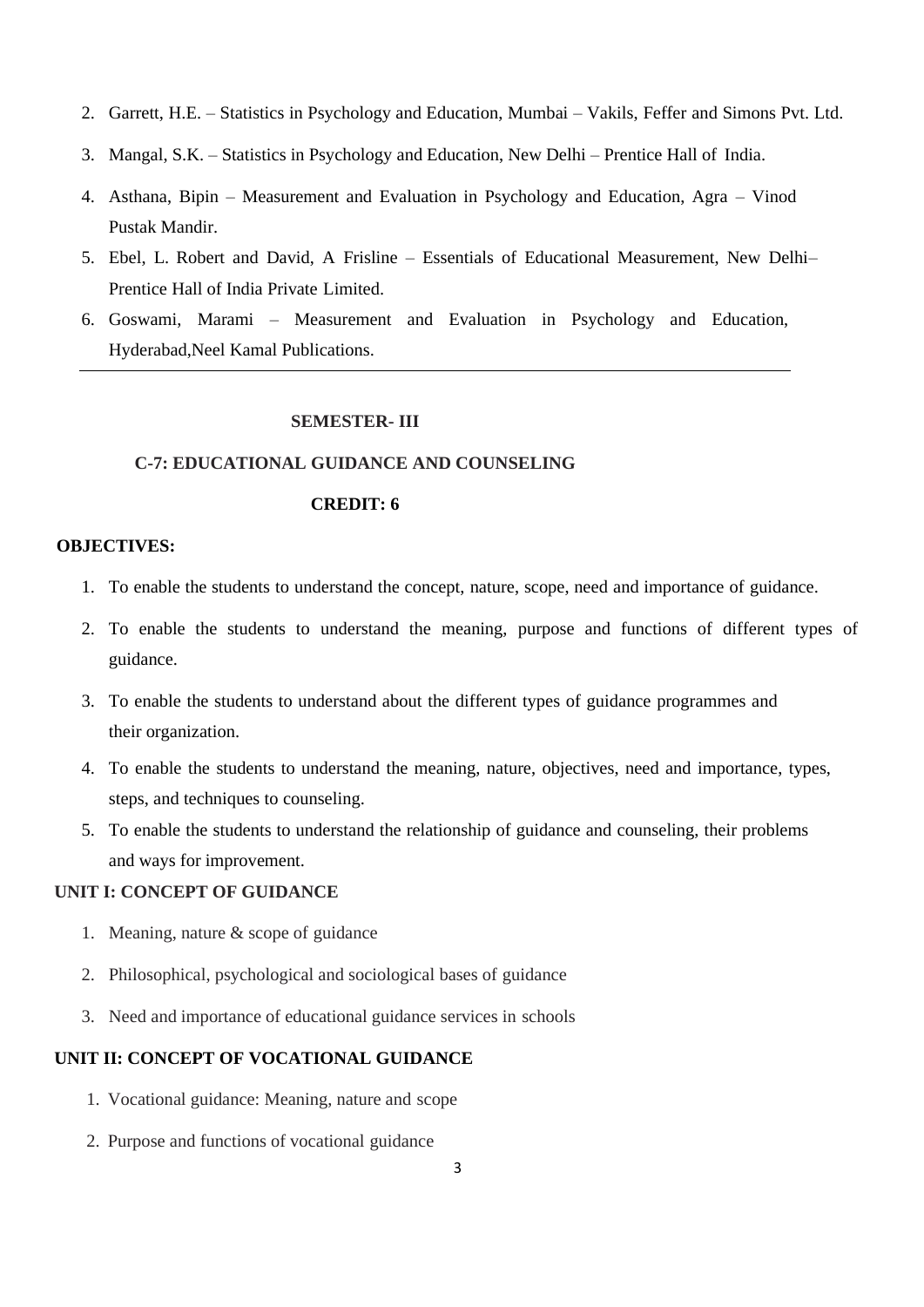2. Garrett, H.E. – Statistics in Psychology and Education, Mumbai – Vakils, Feffer and Simons Pvt. Ltd.
3. Mangal, S.K. – Statistics in Psychology and Education, New Delhi – Prentice Hall of India.
4. Asthana, Bipin – Measurement and Evaluation in Psychology and Education, Agra – Vinod Pustak Mandir.
5. Ebel, L. Robert and David, A Frisline – Essentials of Educational Measurement, New Delhi– Prentice Hall of India Private Limited.
6. Goswami, Marami – Measurement and Evaluation in Psychology and Education, Hyderabad,Neel Kamal Publications.

---

**SEMESTER- III**

**C-7: EDUCATIONAL GUIDANCE AND COUNSELING**

**CREDIT: 6**

**OBJECTIVES:**

1. To enable the students to understand the concept, nature, scope, need and importance of guidance.
2. To enable the students to understand the meaning, purpose and functions of different types of guidance.
3. To enable the students to understand about the different types of guidance programmes and their organization.
4. To enable the students to understand the meaning, nature, objectives, need and importance, types, steps, and techniques to counseling.
5. To enable the students to understand the relationship of guidance and counseling, their problems and ways for improvement.

**UNIT I: CONCEPT OF GUIDANCE**

1. Meaning, nature & scope of guidance
2. Philosophical, psychological and sociological bases of guidance
3. Need and importance of educational guidance services in schools

**UNIT II: CONCEPT OF VOCATIONAL GUIDANCE**

1. Vocational guidance: Meaning, nature and scope
2. Purpose and functions of vocational guidance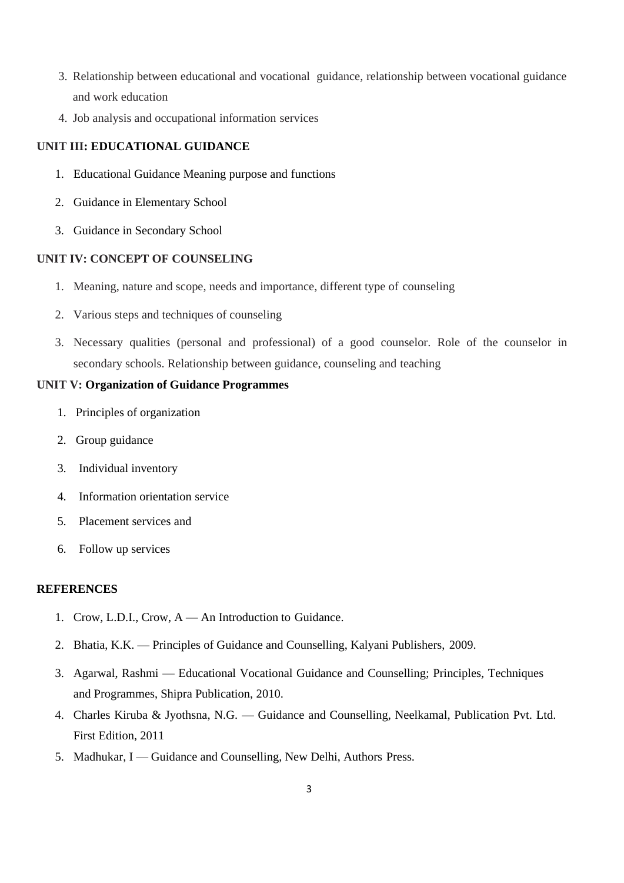3. Relationship between educational and vocational guidance, relationship between vocational guidance and work education
4. Job analysis and occupational information services

**UNIT III: EDUCATIONAL GUIDANCE**

1. Educational Guidance Meaning purpose and functions
2. Guidance in Elementary School
3. Guidance in Secondary School

**UNIT IV: CONCEPT OF COUNSELING**

1. Meaning, nature and scope, needs and importance, different type of counseling
2. Various steps and techniques of counseling
3. Necessary qualities (personal and professional) of a good counselor. Role of the counselor in secondary schools. Relationship between guidance, counseling and teaching

**UNIT V: Organization of Guidance Programmes**

1. Principles of organization
2. Group guidance
3. Individual inventory
4. Information orientation service
5. Placement services and
6. Follow up services

**REFERENCES**

1. Crow, L.D.I., Crow, A — An Introduction to Guidance.
2. Bhatia, K.K. — Principles of Guidance and Counselling, Kalyani Publishers, 2009.
3. Agarwal, Rashmi — Educational Vocational Guidance and Counselling; Principles, Techniques and Programmes, Shipra Publication, 2010.
4. Charles Kiruba & Jyothsna, N.G. — Guidance and Counselling, Neelkamal, Publication Pvt. Ltd. First Edition, 2011
5. Madhukar, I — Guidance and Counselling, New Delhi, Authors Press.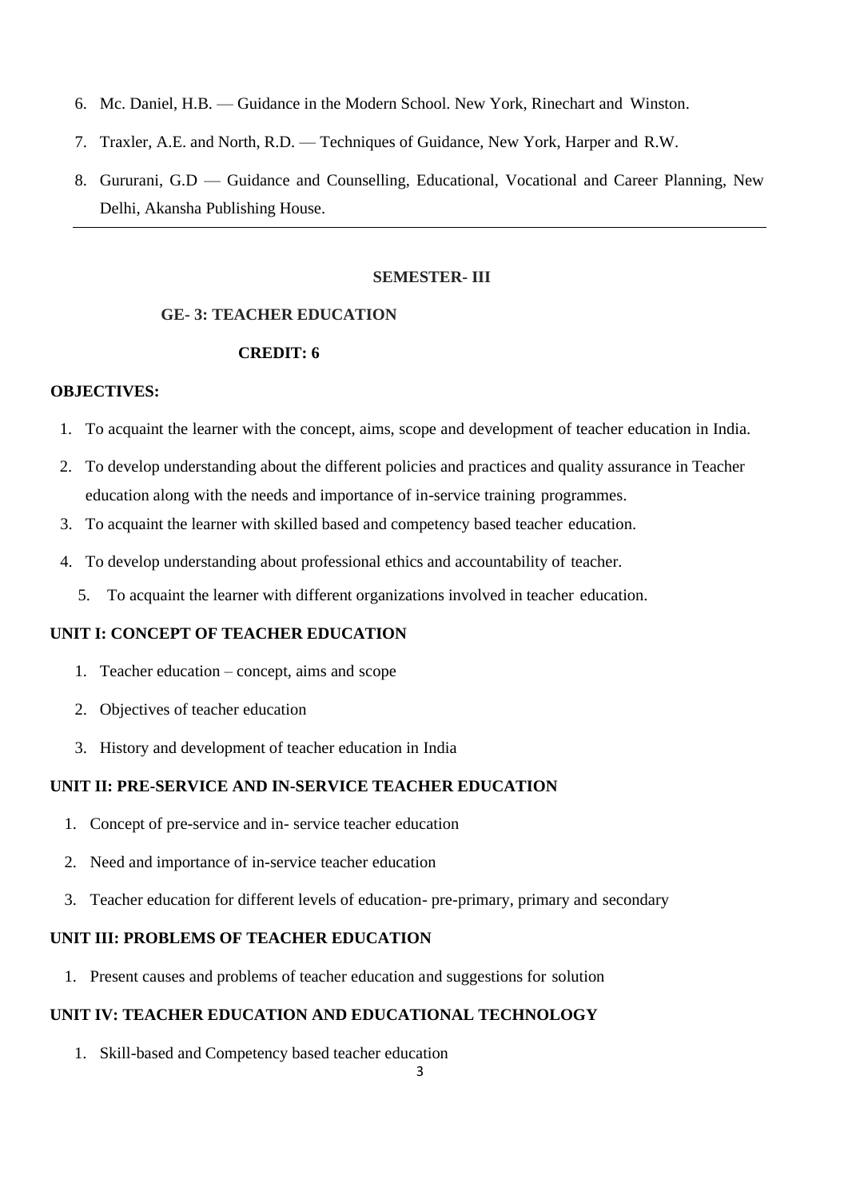6. Mc. Daniel, H.B. — Guidance in the Modern School. New York, Rinechart and Winston.
7. Traxler, A.E. and North, R.D. — Techniques of Guidance, New York, Harper and R.W.
8. Gururani, G.D — Guidance and Counselling, Educational, Vocational and Career Planning, New Delhi, Akansha Publishing House.

---

**SEMESTER- III**

**GE- 3: TEACHER EDUCATION**

**CREDIT: 6**

**OBJECTIVES:**

1. To acquaint the learner with the concept, aims, scope and development of teacher education in India.
2. To develop understanding about the different policies and practices and quality assurance in Teacher education along with the needs and importance of in-service training programmes.
3. To acquaint the learner with skilled based and competency based teacher education.
4. To develop understanding about professional ethics and accountability of teacher.
5. To acquaint the learner with different organizations involved in teacher education.

**UNIT I: CONCEPT OF TEACHER EDUCATION**

1. Teacher education – concept, aims and scope
2. Objectives of teacher education
3. History and development of teacher education in India

**UNIT II: PRE-SERVICE AND IN-SERVICE TEACHER EDUCATION**

1. Concept of pre-service and in- service teacher education
2. Need and importance of in-service teacher education
3. Teacher education for different levels of education- pre-primary, primary and secondary

**UNIT III: PROBLEMS OF TEACHER EDUCATION**

1. Present causes and problems of teacher education and suggestions for solution

**UNIT IV: TEACHER EDUCATION AND EDUCATIONAL TECHNOLOGY**

1. Skill-based and Competency based teacher education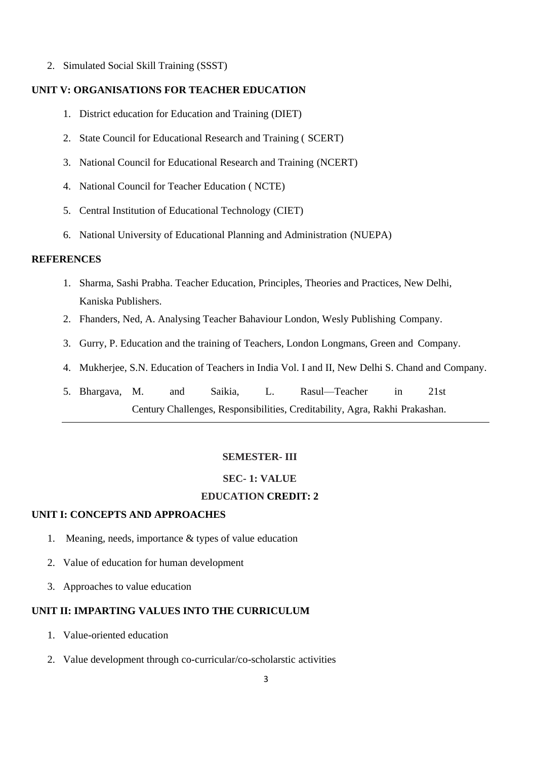2. Simulated Social Skill Training (SSST)

**UNIT V: ORGANISATIONS FOR TEACHER EDUCATION**

1. District education for Education and Training (DIET)
2. State Council for Educational Research and Training ( SCERT)
3. National Council for Educational Research and Training (NCERT)
4. National Council for Teacher Education ( NCTE)
5. Central Institution of Educational Technology (CIET)
6. National University of Educational Planning and Administration (NUEPA)

**REFERENCES**

1. Sharma, Sashi Prabha. Teacher Education, Principles, Theories and Practices, New Delhi, Kaniska Publishers.
2. Fhanders, Ned, A. Analysing Teacher Bahaviour London, Wesly Publishing Company.
3. Gurry, P. Education and the training of Teachers, London Longmans, Green and Company.
4. Mukherjee, S.N. Education of Teachers in India Vol. I and II, New Delhi S. Chand and Company.
5. Bhargava, M. and Saikia, L. Rasul—Teacher in 21st Century Challenges, Responsibilities, Creditability, Agra, Rakhi Prakashan.

---

**SEMESTER- III**

**SEC- 1: VALUE EDUCATION CREDIT: 2**

**UNIT I: CONCEPTS AND APPROACHES**

1. Meaning, needs, importance & types of value education
2. Value of education for human development
3. Approaches to value education

**UNIT II: IMPARTING VALUES INTO THE CURRICULUM**

1. Value-oriented education
2. Value development through co-curricular/co-scholarstic activities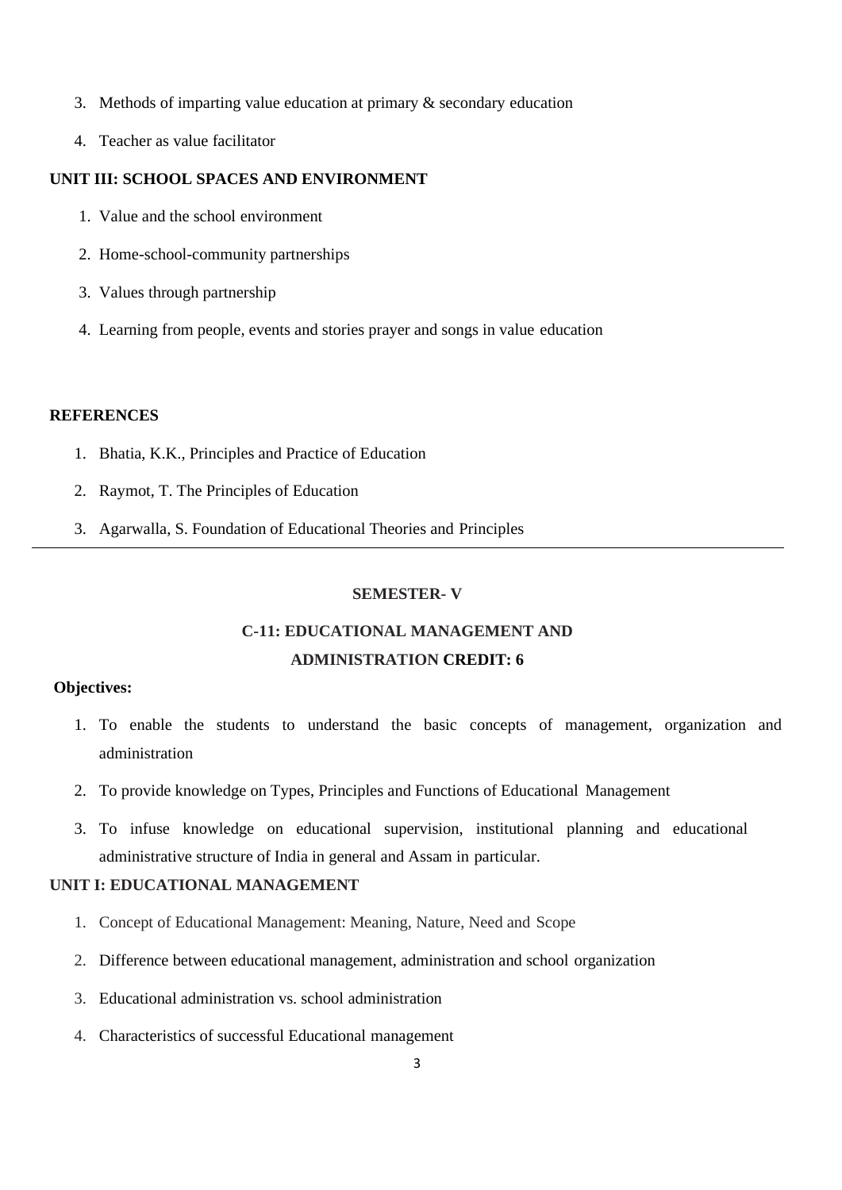3. Methods of imparting value education at primary & secondary education
4. Teacher as value facilitator

**UNIT III: SCHOOL SPACES AND ENVIRONMENT**

1. Value and the school environment
2. Home-school-community partnerships
3. Values through partnership
4. Learning from people, events and stories prayer and songs in value education

**REFERENCES**

1. Bhatia, K.K., Principles and Practice of Education
2. Raymot, T. The Principles of Education
3. Agarwalla, S. Foundation of Educational Theories and Principles

---

**SEMESTER- V**

**C-11: EDUCATIONAL MANAGEMENT AND ADMINISTRATION CREDIT: 6**

**Objectives:**

1. To enable the students to understand the basic concepts of management, organization and administration
2. To provide knowledge on Types, Principles and Functions of Educational Management
3. To infuse knowledge on educational supervision, institutional planning and educational administrative structure of India in general and Assam in particular.

**UNIT I: EDUCATIONAL MANAGEMENT**

1. Concept of Educational Management: Meaning, Nature, Need and Scope
2. Difference between educational management, administration and school organization
3. Educational administration vs. school administration
4. Characteristics of successful Educational management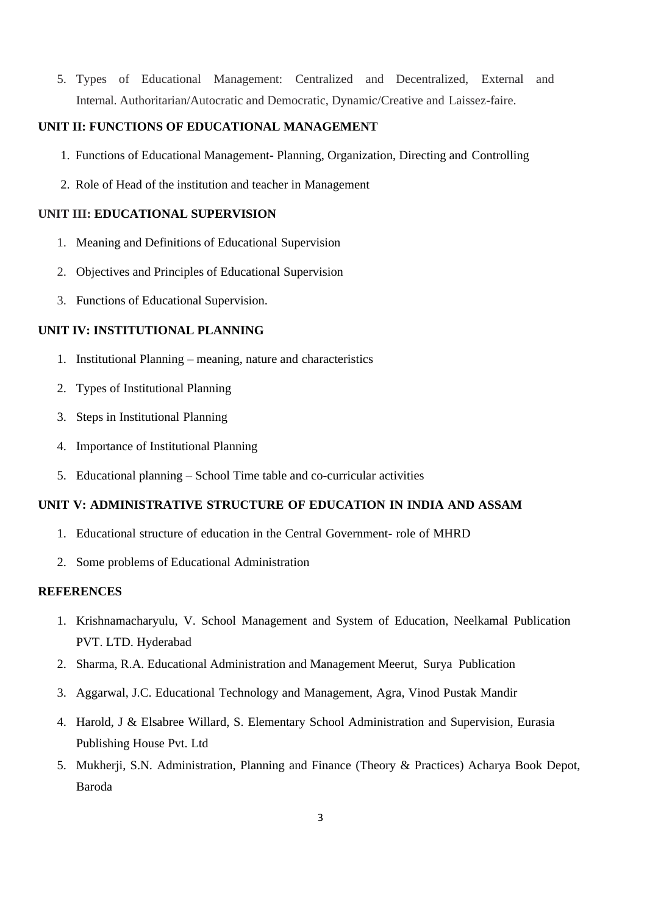5. Types of Educational Management: Centralized and Decentralized, External and Internal. Authoritarian/Autocratic and Democratic, Dynamic/Creative and Laissez-faire.

**UNIT II: FUNCTIONS OF EDUCATIONAL MANAGEMENT**

1. Functions of Educational Management- Planning, Organization, Directing and Controlling
2. Role of Head of the institution and teacher in Management

**UNIT III: EDUCATIONAL SUPERVISION**

1. Meaning and Definitions of Educational Supervision
2. Objectives and Principles of Educational Supervision
3. Functions of Educational Supervision.

**UNIT IV: INSTITUTIONAL PLANNING**

1. Institutional Planning – meaning, nature and characteristics
2. Types of Institutional Planning
3. Steps in Institutional Planning
4. Importance of Institutional Planning
5. Educational planning – School Time table and co-curricular activities

**UNIT V: ADMINISTRATIVE STRUCTURE OF EDUCATION IN INDIA AND ASSAM**

1. Educational structure of education in the Central Government- role of MHRD
2. Some problems of Educational Administration

**REFERENCES**

1. Krishnamacharyulu, V. School Management and System of Education, Neelkamal Publication PVT. LTD. Hyderabad
2. Sharma, R.A. Educational Administration and Management Meerut, Surya Publication
3. Aggarwal, J.C. Educational Technology and Management, Agra, Vinod Pustak Mandir
4. Harold, J & Elsabree Willard, S. Elementary School Administration and Supervision, Eurasia Publishing House Pvt. Ltd
5. Mukherji, S.N. Administration, Planning and Finance (Theory & Practices) Acharya Book Depot, Baroda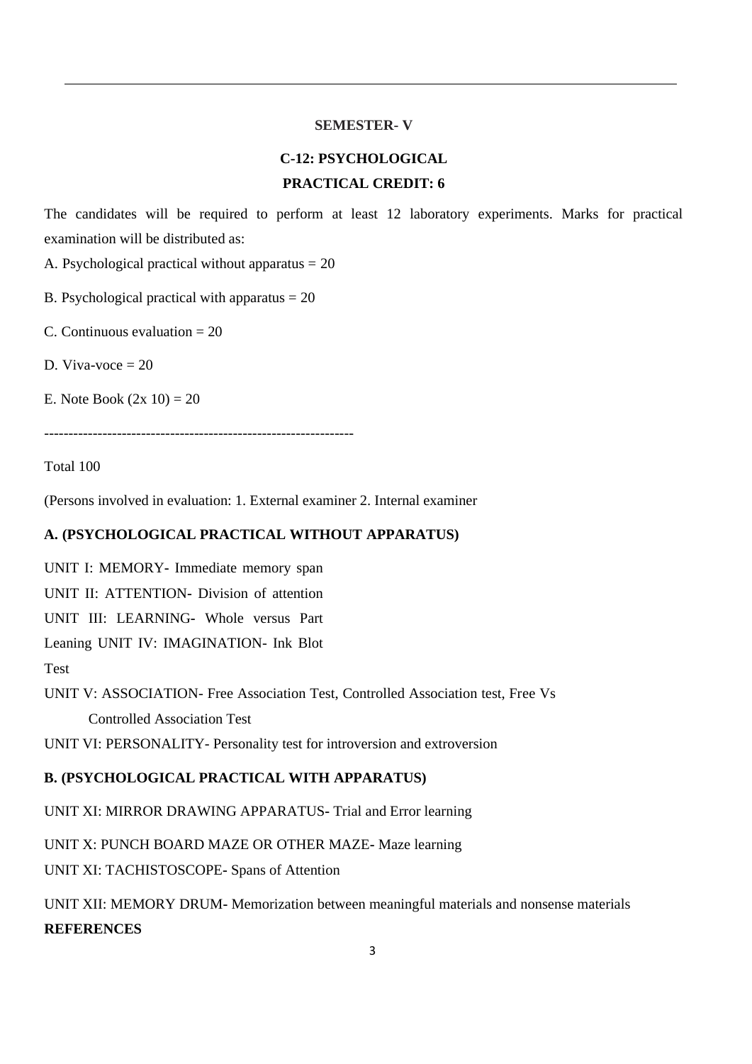**SEMESTER- V**

**C-12: PSYCHOLOGICAL**

**PRACTICAL CREDIT: 6**

The candidates will be required to perform at least 12 laboratory experiments. Marks for practical examination will be distributed as:

A. Psychological practical without apparatus = 20

B. Psychological practical with apparatus = 20

C. Continuous evaluation = 20

D. Viva-voce = 20

E. Note Book (2x 10) = 20

----------------------------------------------------------------

Total 100

(Persons involved in evaluation: 1. External examiner 2. Internal examiner

**A. (PSYCHOLOGICAL PRACTICAL WITHOUT APPARATUS)**

UNIT I: MEMORY- Immediate memory span

UNIT II: ATTENTION- Division of attention

UNIT III: LEARNING- Whole versus Part Leaning

UNIT IV: IMAGINATION- Ink Blot Test

UNIT V: ASSOCIATION- Free Association Test, Controlled Association test, Free Vs Controlled Association Test

UNIT VI: PERSONALITY- Personality test for introversion and extroversion

**B. (PSYCHOLOGICAL PRACTICAL WITH APPARATUS)**

UNIT XI: MIRROR DRAWING APPARATUS- Trial and Error learning

UNIT X: PUNCH BOARD MAZE OR OTHER MAZE- Maze learning

UNIT XI: TACHISTOSCOPE- Spans of Attention

UNIT XII: MEMORY DRUM- Memorization between meaningful materials and nonsense materials

**REFERENCES**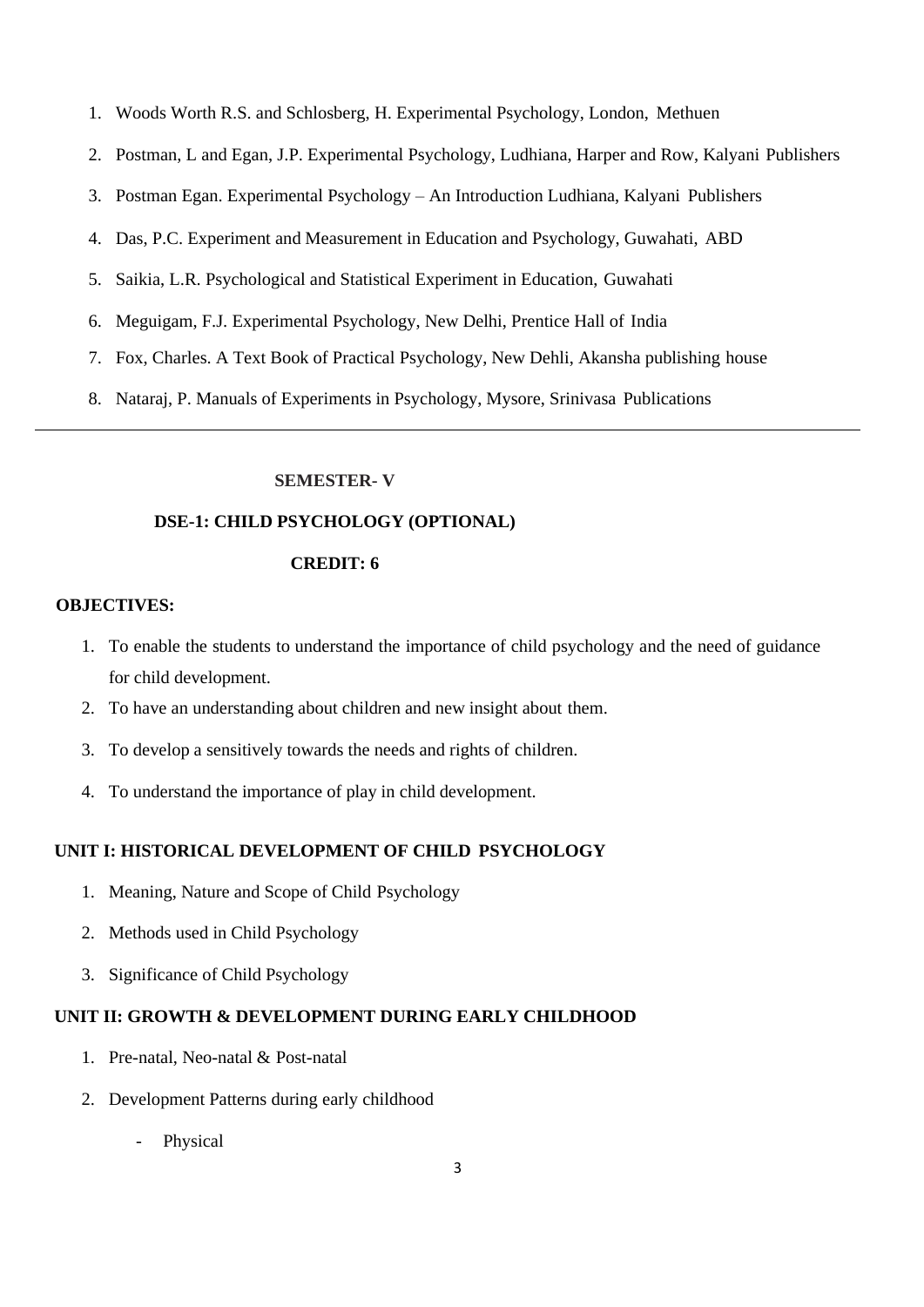1. Woods Worth R.S. and Schlosberg, H. Experimental Psychology, London, Methuen
2. Postman, L and Egan, J.P. Experimental Psychology, Ludhiana, Harper and Row, Kalyani Publishers
3. Postman Egan. Experimental Psychology – An Introduction Ludhiana, Kalyani Publishers
4. Das, P.C. Experiment and Measurement in Education and Psychology, Guwahati, ABD
5. Saikia, L.R. Psychological and Statistical Experiment in Education, Guwahati
6. Meguigam, F.J. Experimental Psychology, New Delhi, Prentice Hall of India
7. Fox, Charles. A Text Book of Practical Psychology, New Dehli, Akansha publishing house
8. Nataraj, P. Manuals of Experiments in Psychology, Mysore, Srinivasa Publications

---

## SEMESTER- V

## DSE-1: CHILD PSYCHOLOGY (OPTIONAL)

**CREDIT: 6**

**OBJECTIVES:**

1. To enable the students to understand the importance of child psychology and the need of guidance for child development.
2. To have an understanding about children and new insight about them.
3. To develop a sensitively towards the needs and rights of children.
4. To understand the importance of play in child development.

### UNIT I: HISTORICAL DEVELOPMENT OF CHILD PSYCHOLOGY

1. Meaning, Nature and Scope of Child Psychology
2. Methods used in Child Psychology
3. Significance of Child Psychology

### UNIT II: GROWTH & DEVELOPMENT DURING EARLY CHILDHOOD

1. Pre-natal, Neo-natal & Post-natal
2. Development Patterns during early childhood
   - Physical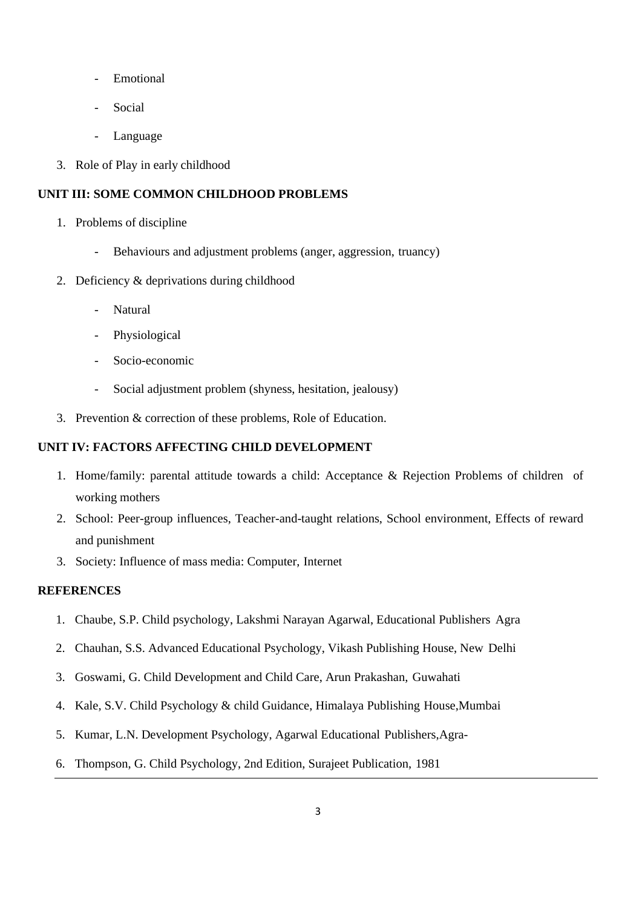- Emotional
  - Social
  - Language

3. Role of Play in early childhood

**UNIT III: SOME COMMON CHILDHOOD PROBLEMS**

1. Problems of discipline
   - Behaviours and adjustment problems (anger, aggression, truancy)
2. Deficiency & deprivations during childhood
   - Natural
   - Physiological
   - Socio-economic
   - Social adjustment problem (shyness, hesitation, jealousy)
3. Prevention & correction of these problems, Role of Education.

**UNIT IV: FACTORS AFFECTING CHILD DEVELOPMENT**

1. Home/family: parental attitude towards a child: Acceptance & Rejection Problems of children of working mothers
2. School: Peer-group influences, Teacher-and-taught relations, School environment, Effects of reward and punishment
3. Society: Influence of mass media: Computer, Internet

**REFERENCES**

1. Chaube, S.P. Child psychology, Lakshmi Narayan Agarwal, Educational Publishers Agra
2. Chauhan, S.S. Advanced Educational Psychology, Vikash Publishing House, New Delhi
3. Goswami, G. Child Development and Child Care, Arun Prakashan, Guwahati
4. Kale, S.V. Child Psychology & child Guidance, Himalaya Publishing House,Mumbai
5. Kumar, L.N. Development Psychology, Agarwal Educational Publishers,Agra-
6. Thompson, G. Child Psychology, 2nd Edition, Surajeet Publication, 1981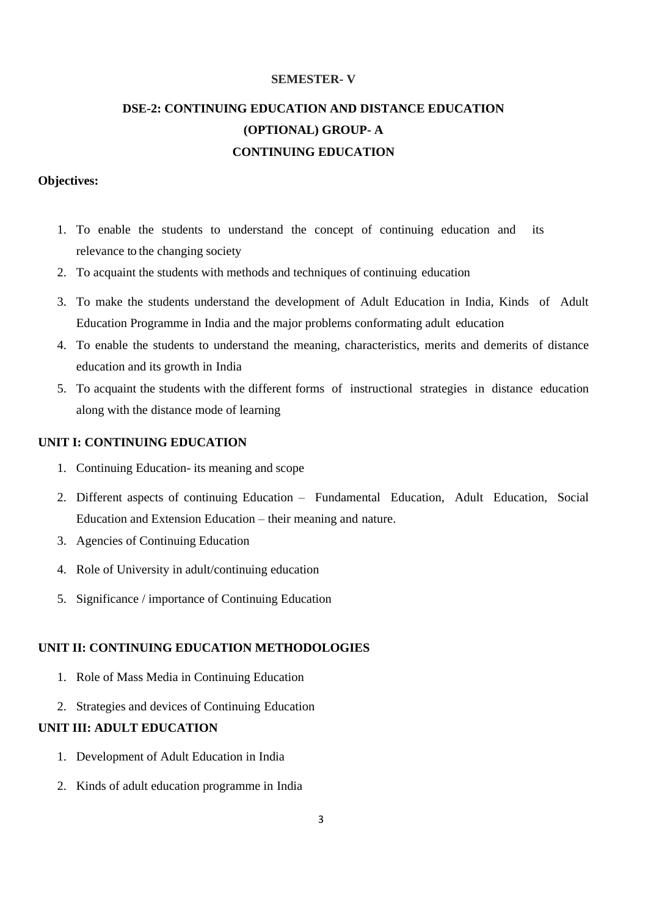**SEMESTER- V**

# DSE-2: CONTINUING EDUCATION AND DISTANCE EDUCATION (OPTIONAL) GROUP- A

## CONTINUING EDUCATION

**Objectives:**

1. To enable the students to understand the concept of continuing education and its relevance to the changing society
2. To acquaint the students with methods and techniques of continuing education
3. To make the students understand the development of Adult Education in India, Kinds of Adult Education Programme in India and the major problems conformating adult education
4. To enable the students to understand the meaning, characteristics, merits and demerits of distance education and its growth in India
5. To acquaint the students with the different forms of instructional strategies in distance education along with the distance mode of learning

### UNIT I: CONTINUING EDUCATION

1. Continuing Education- its meaning and scope
2. Different aspects of continuing Education – Fundamental Education, Adult Education, Social Education and Extension Education – their meaning and nature.
3. Agencies of Continuing Education
4. Role of University in adult/continuing education
5. Significance / importance of Continuing Education

### UNIT II: CONTINUING EDUCATION METHODOLOGIES

1. Role of Mass Media in Continuing Education
2. Strategies and devices of Continuing Education

### UNIT III: ADULT EDUCATION

1. Development of Adult Education in India
2. Kinds of adult education programme in India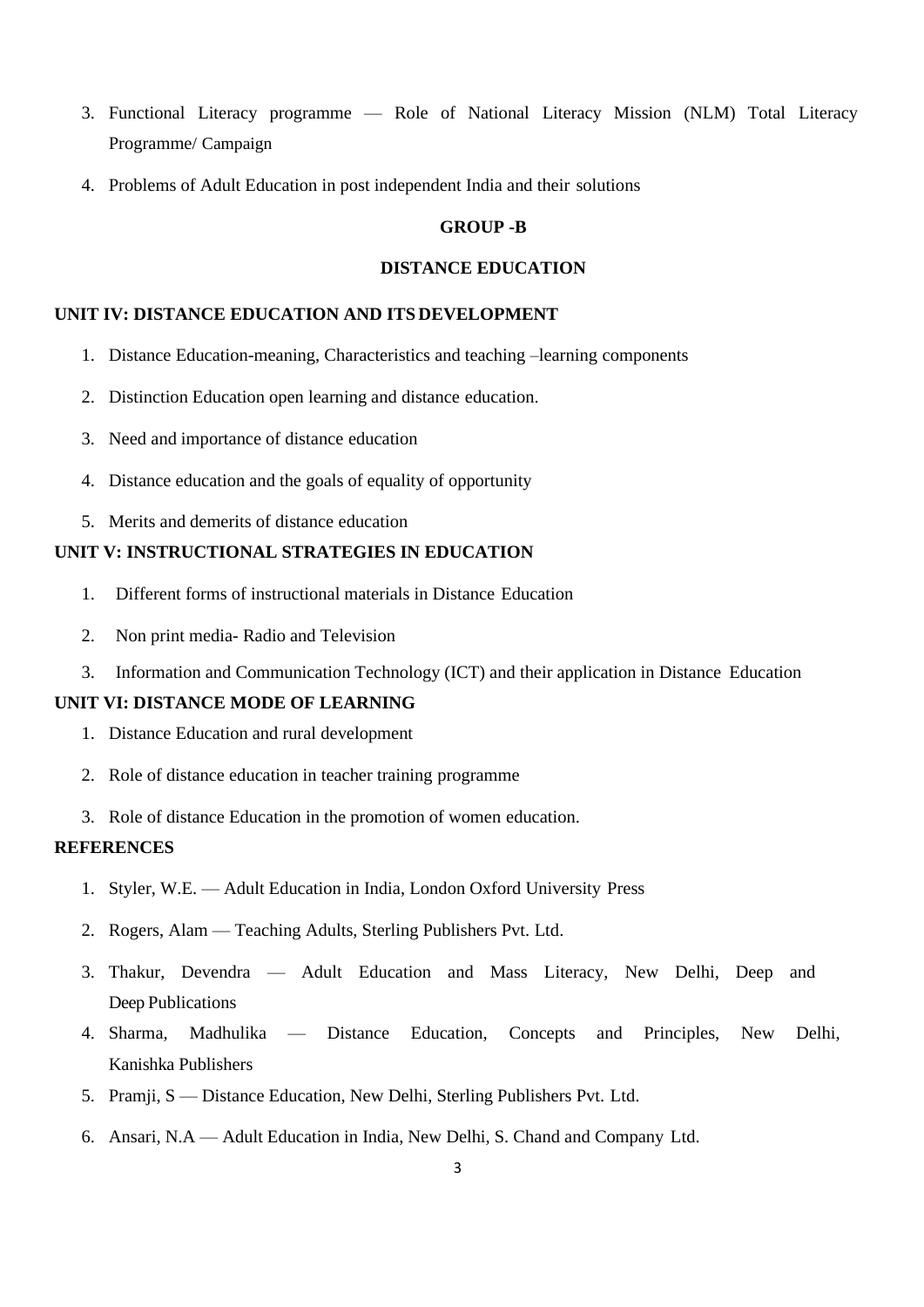3. Functional Literacy programme — Role of National Literacy Mission (NLM) Total Literacy Programme/ Campaign
4. Problems of Adult Education in post independent India and their solutions

**GROUP -B**

**DISTANCE EDUCATION**

**UNIT IV: DISTANCE EDUCATION AND ITS DEVELOPMENT**

1. Distance Education-meaning, Characteristics and teaching –learning components
2. Distinction Education open learning and distance education.
3. Need and importance of distance education
4. Distance education and the goals of equality of opportunity
5. Merits and demerits of distance education

**UNIT V: INSTRUCTIONAL STRATEGIES IN EDUCATION**

1. Different forms of instructional materials in Distance Education
2. Non print media- Radio and Television
3. Information and Communication Technology (ICT) and their application in Distance Education

**UNIT VI: DISTANCE MODE OF LEARNING**

1. Distance Education and rural development
2. Role of distance education in teacher training programme
3. Role of distance Education in the promotion of women education.

**REFERENCES**

1. Styler, W.E. — Adult Education in India, London Oxford University Press
2. Rogers, Alam — Teaching Adults, Sterling Publishers Pvt. Ltd.
3. Thakur, Devendra — Adult Education and Mass Literacy, New Delhi, Deep and Deep Publications
4. Sharma, Madhulika — Distance Education, Concepts and Principles, New Delhi, Kanishka Publishers
5. Pramji, S — Distance Education, New Delhi, Sterling Publishers Pvt. Ltd.
6. Ansari, N.A — Adult Education in India, New Delhi, S. Chand and Company Ltd.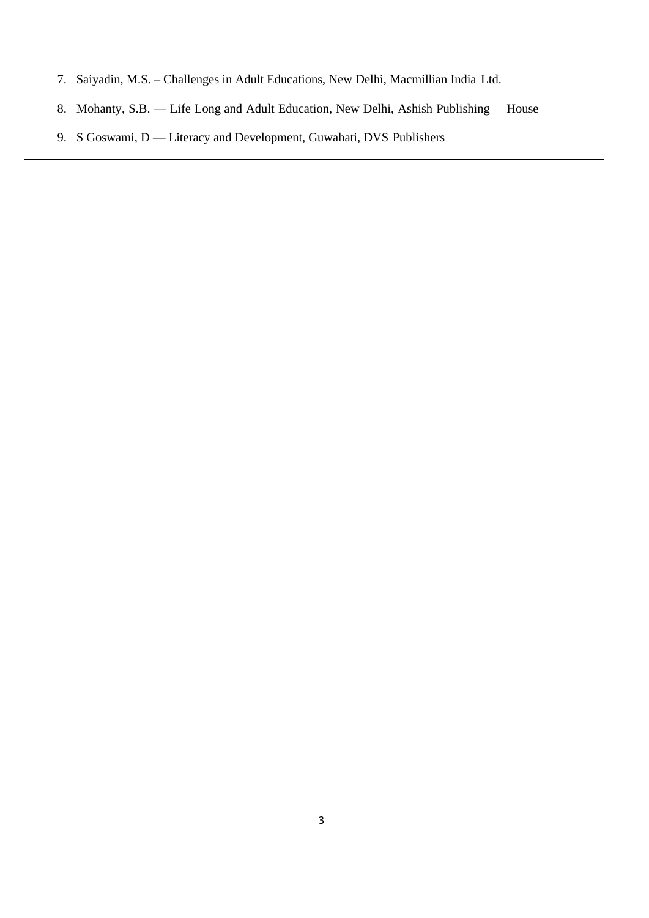7. Saiyadin, M.S. – Challenges in Adult Educations, New Delhi, Macmillian India Ltd.
8. Mohanty, S.B. — Life Long and Adult Education, New Delhi, Ashish Publishing House
9. S Goswami, D — Literacy and Development, Guwahati, DVS Publishers

---